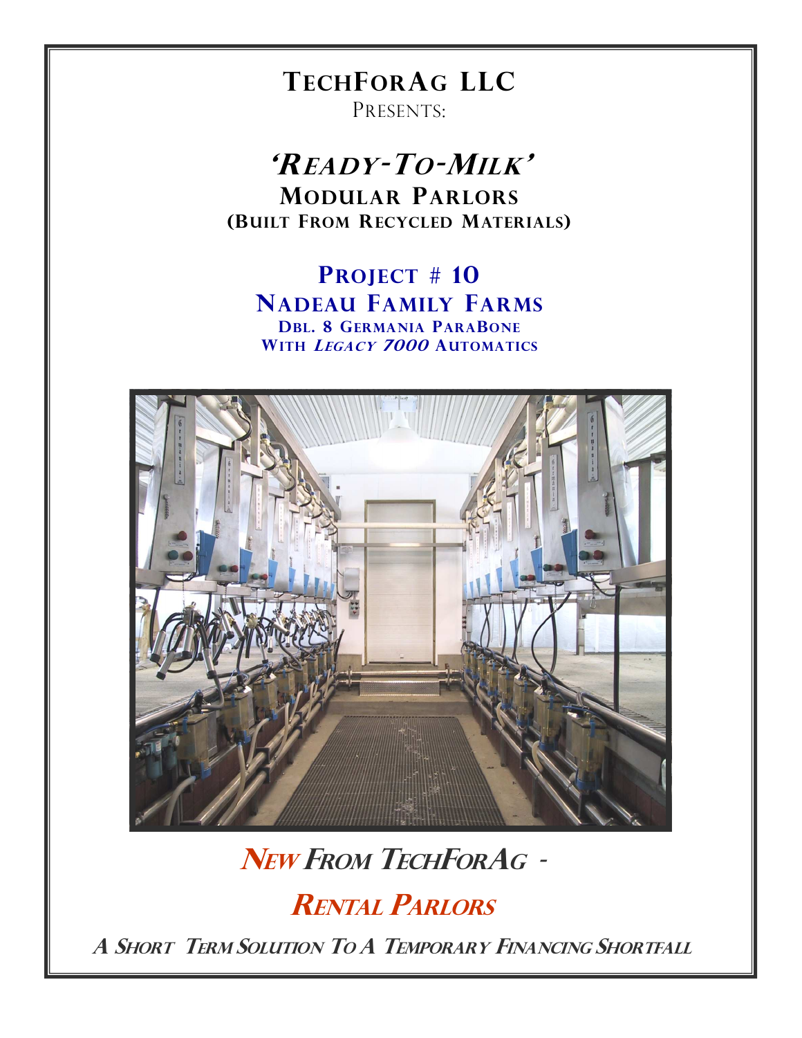# TechForAg LLC

Presents:

## *'Ready-To-Milk'*

## Modular Parlors

**(Built From Recycled Materials)**

### Project # 10

### Nadeau Family Farms

**Dbl. 8 Germania ParaBone**

**With *Legacy 7000* Automatics**

## *New From TechForAg -*

## *Rental Parlors*

***A Short Term Solution To A Temporary Financing Shortfall***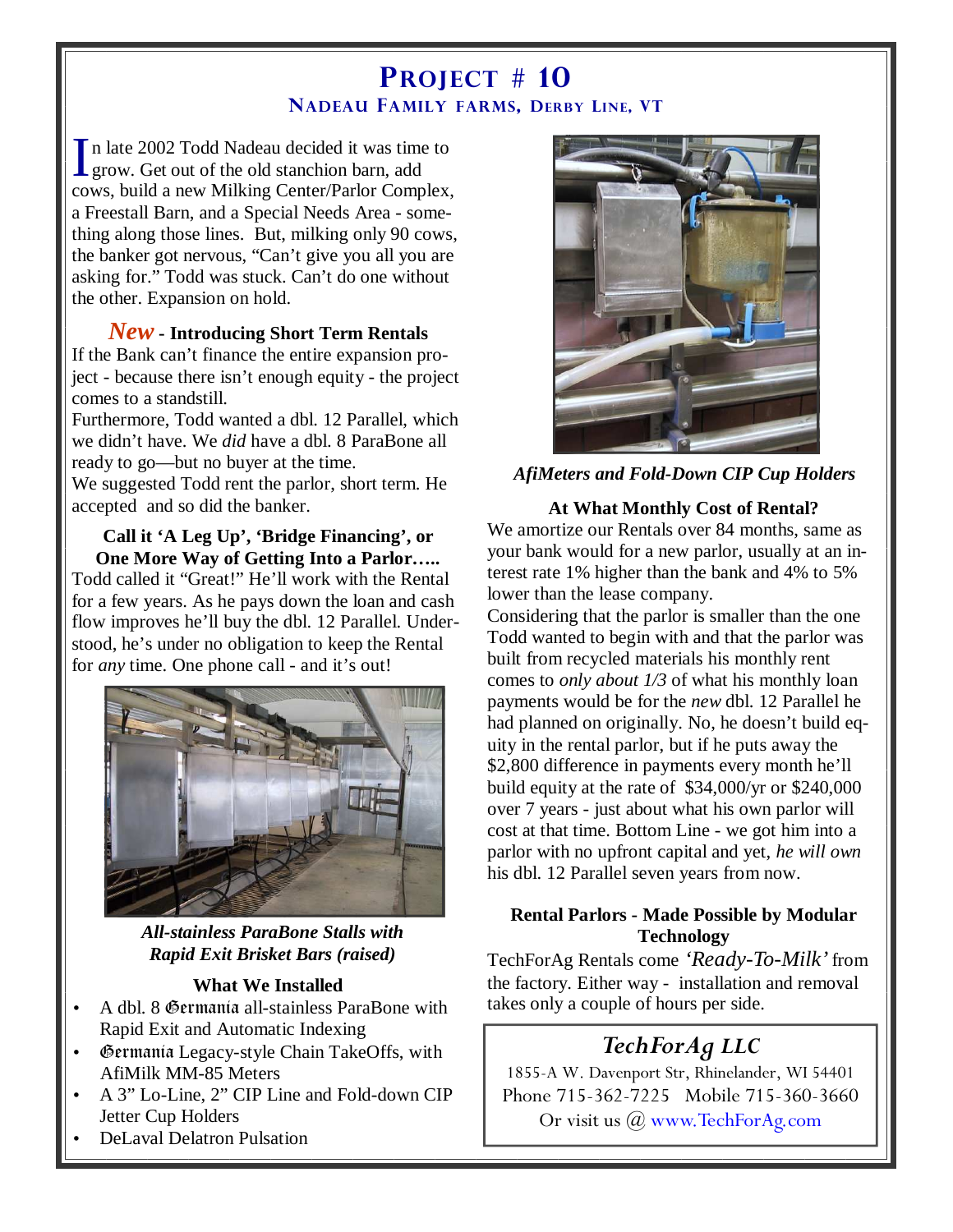# PROJECT # 10

## NADEAU FAMILY FARMS, DERBY LINE, VT

In late 2002 Todd Nadeau decided it was time to grow. Get out of the old stanchion barn, add cows, build a new Milking Center/Parlor Complex, a Freestall Barn, and a Special Needs Area - something along those lines. But, milking only 90 cows, the banker got nervous, "Can't give you all you are asking for." Todd was stuck. Can't do one without the other. Expansion on hold.

***New*** **- Introducing Short Term Rentals**

If the Bank can't finance the entire expansion project - because there isn't enough equity - the project comes to a standstill.

Furthermore, Todd wanted a dbl. 12 Parallel, which we didn't have. We *did* have a dbl. 8 ParaBone all ready to go—but no buyer at the time.

We suggested Todd rent the parlor, short term. He accepted and so did the banker.

**Call it 'A Leg Up', 'Bridge Financing', or One More Way of Getting Into a Parlor…..**

Todd called it "Great!" He'll work with the Rental for a few years. As he pays down the loan and cash flow improves he'll buy the dbl. 12 Parallel. Understood, he's under no obligation to keep the Rental for *any* time. One phone call - and it's out!

***All-stainless ParaBone Stalls with Rapid Exit Brisket Bars (raised)***

**What We Installed**

- A dbl. 8 Germania all-stainless ParaBone with Rapid Exit and Automatic Indexing
- Germania Legacy-style Chain TakeOffs, with AfiMilk MM-85 Meters
- A 3" Lo-Line, 2" CIP Line and Fold-down CIP Jetter Cup Holders
- DeLaval Delatron Pulsation

***AfiMeters and Fold-Down CIP Cup Holders***

**At What Monthly Cost of Rental?**

We amortize our Rentals over 84 months, same as your bank would for a new parlor, usually at an interest rate 1% higher than the bank and 4% to 5% lower than the lease company.

Considering that the parlor is smaller than the one Todd wanted to begin with and that the parlor was built from recycled materials his monthly rent comes to *only about 1/3* of what his monthly loan payments would be for the *new* dbl. 12 Parallel he had planned on originally. No, he doesn't build equity in the rental parlor, but if he puts away the $2,800 difference in payments every month he'll build equity at the rate of $34,000/yr or $240,000 over 7 years - just about what his own parlor will cost at that time. Bottom Line - we got him into a parlor with no upfront capital and yet, *he will own* his dbl. 12 Parallel seven years from now.

**Rental Parlors - Made Possible by Modular Technology**

TechForAg Rentals come *'Ready-To-Milk'* from the factory. Either way - installation and removal takes only a couple of hours per side.

***TechForAg LLC***
1855-A W. Davenport Str, Rhinelander, WI 54401
Phone 715-362-7225 Mobile 715-360-3660
Or visit us @ www.TechForAg.com